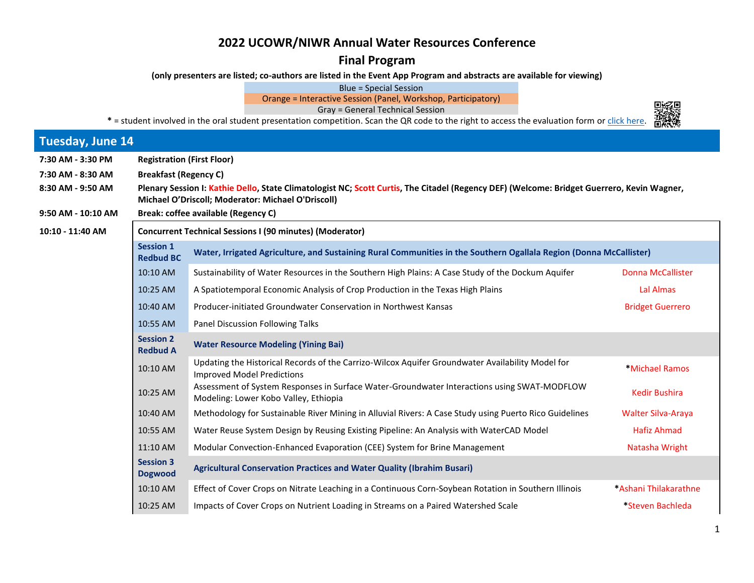# 2022 UCOWR/NIWR Annual Water Resources Conference

## Final Program

**(only presenters are listed; co-authors are listed in the Event App Program and abstracts are available for viewing)**

Blue = Special Session

Orange = Interactive Session (Panel, Workshop, Participatory)

Gray = General Technical Session

**\*** = student involved in the oral student presentation competition. Scan the QR code to the right to access the evaluation form or [click here](#).

## Tuesday, June 14

| | |
|---|---|
| **7:30 AM - 3:30 PM** | **Registration (First Floor)** |
| **7:30 AM - 8:30 AM** | **Breakfast (Regency C)** |
| **8:30 AM - 9:50 AM** | **Plenary Session I: Kathie Dello, State Climatologist NC; Scott Curtis, The Citadel (Regency DEF) (Welcome: Bridget Guerrero, Kevin Wagner, Michael O'Driscoll; Moderator: Michael O'Driscoll)** |
| **9:50 AM - 10:10 AM** | **Break: coffee available (Regency C)** |
| **10:10 - 11:40 AM** | **Concurrent Technical Sessions I (90 minutes) (Moderator)** |

| | | |
|---|---|---|
| **Session 1 Redbud BC** | **Water, Irrigated Agriculture, and Sustaining Rural Communities in the Southern Ogallala Region (Donna McCallister)** | |
| 10:10 AM | Sustainability of Water Resources in the Southern High Plains: A Case Study of the Dockum Aquifer | Donna McCallister |
| 10:25 AM | A Spatiotemporal Economic Analysis of Crop Production in the Texas High Plains | Lal Almas |
| 10:40 AM | Producer-initiated Groundwater Conservation in Northwest Kansas | Bridget Guerrero |
| 10:55 AM | Panel Discussion Following Talks | |
| **Session 2 Redbud A** | **Water Resource Modeling (Yining Bai)** | |
| 10:10 AM | Updating the Historical Records of the Carrizo-Wilcox Aquifer Groundwater Availability Model for Improved Model Predictions | *Michael Ramos |
| 10:25 AM | Assessment of System Responses in Surface Water-Groundwater Interactions using SWAT-MODFLOW Modeling: Lower Kobo Valley, Ethiopia | Kedir Bushira |
| 10:40 AM | Methodology for Sustainable River Mining in Alluvial Rivers: A Case Study using Puerto Rico Guidelines | Walter Silva-Araya |
| 10:55 AM | Water Reuse System Design by Reusing Existing Pipeline: An Analysis with WaterCAD Model | Hafiz Ahmad |
| 11:10 AM | Modular Convection-Enhanced Evaporation (CEE) System for Brine Management | Natasha Wright |
| **Session 3 Dogwood** | **Agricultural Conservation Practices and Water Quality (Ibrahim Busari)** | |
| 10:10 AM | Effect of Cover Crops on Nitrate Leaching in a Continuous Corn-Soybean Rotation in Southern Illinois | *Ashani Thilakarathne |
| 10:25 AM | Impacts of Cover Crops on Nutrient Loading in Streams on a Paired Watershed Scale | *Steven Bachleda |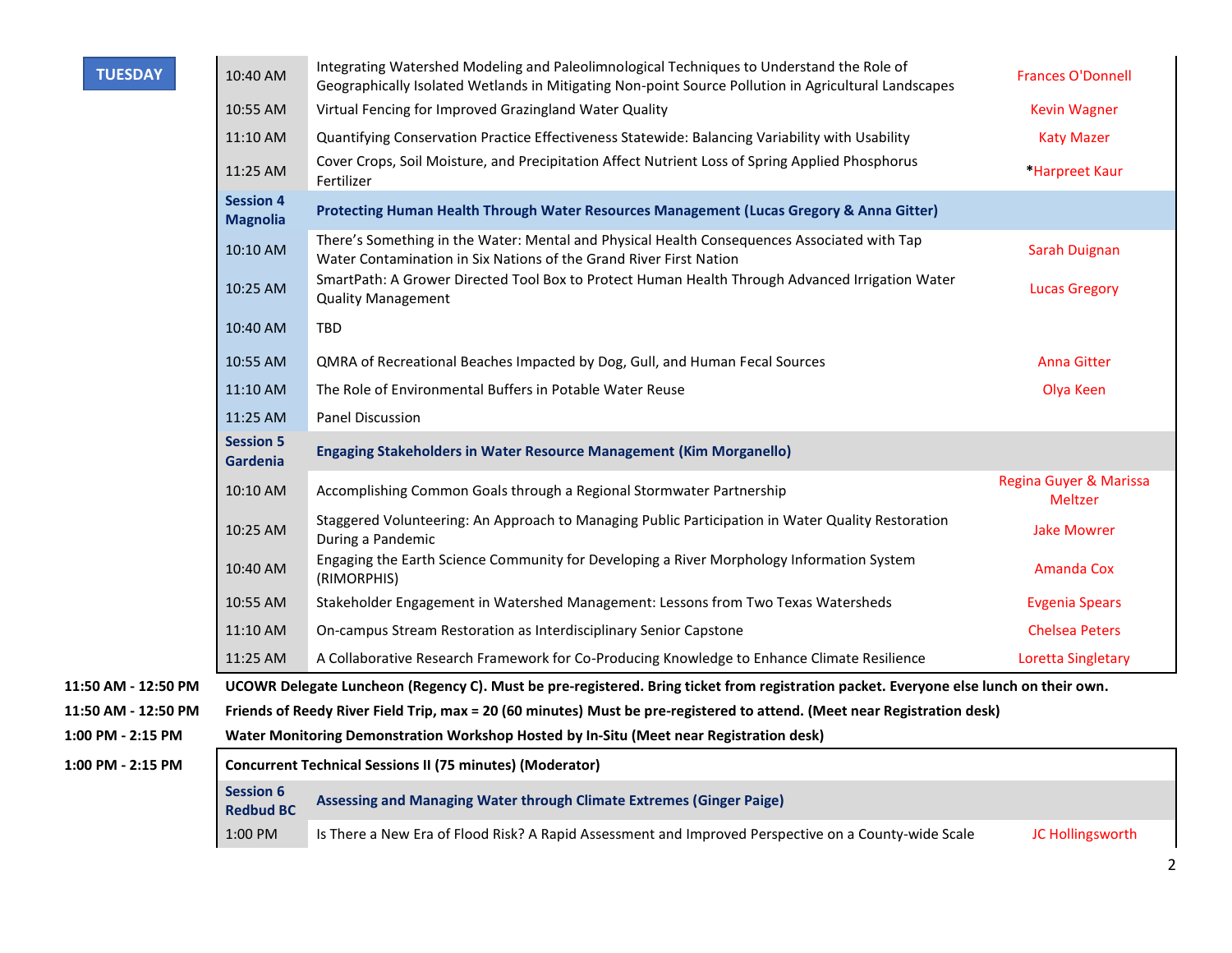**TUESDAY**

| Time | Title | Presenter |
|---|---|---|
| 10:40 AM | Integrating Watershed Modeling and Paleolimnological Techniques to Understand the Role of Geographically Isolated Wetlands in Mitigating Non-point Source Pollution in Agricultural Landscapes | Frances O'Donnell |
| 10:55 AM | Virtual Fencing for Improved Grazingland Water Quality | Kevin Wagner |
| 11:10 AM | Quantifying Conservation Practice Effectiveness Statewide: Balancing Variability with Usability | Katy Mazer |
| 11:25 AM | Cover Crops, Soil Moisture, and Precipitation Affect Nutrient Loss of Spring Applied Phosphorus Fertilizer | *Harpreet Kaur |
| **Session 4 Magnolia** | **Protecting Human Health Through Water Resources Management (Lucas Gregory & Anna Gitter)** | |
| 10:10 AM | There's Something in the Water: Mental and Physical Health Consequences Associated with Tap Water Contamination in Six Nations of the Grand River First Nation | Sarah Duignan |
| 10:25 AM | SmartPath: A Grower Directed Tool Box to Protect Human Health Through Advanced Irrigation Water Quality Management | Lucas Gregory |
| 10:40 AM | TBD | |
| 10:55 AM | QMRA of Recreational Beaches Impacted by Dog, Gull, and Human Fecal Sources | Anna Gitter |
| 11:10 AM | The Role of Environmental Buffers in Potable Water Reuse | Olya Keen |
| 11:25 AM | Panel Discussion | |
| **Session 5 Gardenia** | **Engaging Stakeholders in Water Resource Management (Kim Morganello)** | |
| 10:10 AM | Accomplishing Common Goals through a Regional Stormwater Partnership | Regina Guyer & Marissa Meltzer |
| 10:25 AM | Staggered Volunteering: An Approach to Managing Public Participation in Water Quality Restoration During a Pandemic | Jake Mowrer |
| 10:40 AM | Engaging the Earth Science Community for Developing a River Morphology Information System (RIMORPHIS) | Amanda Cox |
| 10:55 AM | Stakeholder Engagement in Watershed Management: Lessons from Two Texas Watersheds | Evgenia Spears |
| 11:10 AM | On-campus Stream Restoration as Interdisciplinary Senior Capstone | Chelsea Peters |
| 11:25 AM | A Collaborative Research Framework for Co-Producing Knowledge to Enhance Climate Resilience | Loretta Singletary |

**11:50 AM - 12:50 PM** **UCOWR Delegate Luncheon (Regency C). Must be pre-registered. Bring ticket from registration packet. Everyone else lunch on their own.**

**11:50 AM - 12:50 PM** **Friends of Reedy River Field Trip, max = 20 (60 minutes) Must be pre-registered to attend. (Meet near Registration desk)**

**1:00 PM - 2:15 PM** **Water Monitoring Demonstration Workshop Hosted by In-Situ (Meet near Registration desk)**

**1:00 PM - 2:15 PM** **Concurrent Technical Sessions II (75 minutes) (Moderator)**

| Time | Title | Presenter |
|---|---|---|
| **Session 6 Redbud BC** | **Assessing and Managing Water through Climate Extremes (Ginger Paige)** | |
| 1:00 PM | Is There a New Era of Flood Risk? A Rapid Assessment and Improved Perspective on a County-wide Scale | JC Hollingsworth |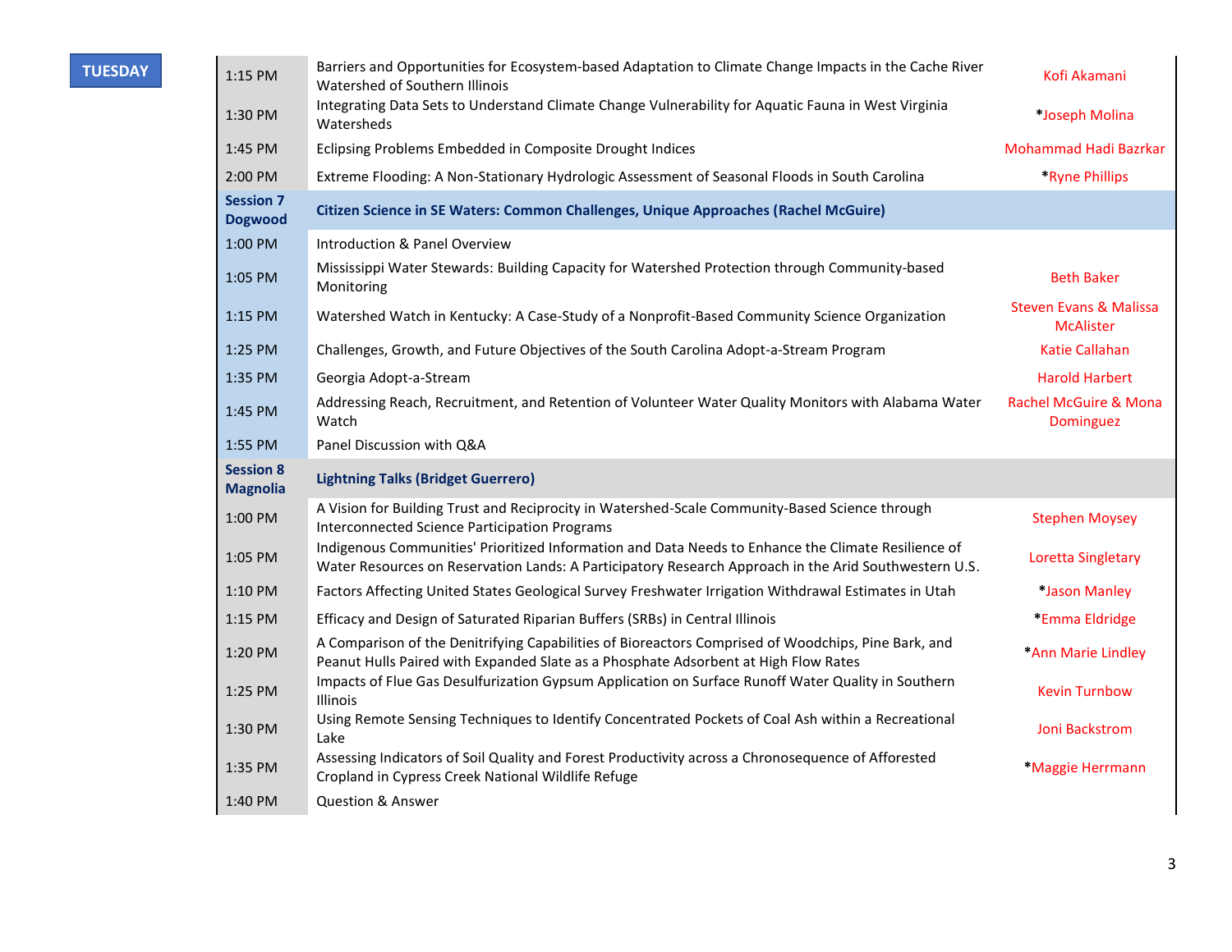**TUESDAY**

| | | |
|---|---|---|
| 1:15 PM | Barriers and Opportunities for Ecosystem-based Adaptation to Climate Change Impacts in the Cache River Watershed of Southern Illinois | Kofi Akamani |
| 1:30 PM | Integrating Data Sets to Understand Climate Change Vulnerability for Aquatic Fauna in West Virginia Watersheds | *Joseph Molina |
| 1:45 PM | Eclipsing Problems Embedded in Composite Drought Indices | Mohammad Hadi Bazrkar |
| 2:00 PM | Extreme Flooding: A Non-Stationary Hydrologic Assessment of Seasonal Floods in South Carolina | *Ryne Phillips |
| **Session 7 Dogwood** | **Citizen Science in SE Waters: Common Challenges, Unique Approaches (Rachel McGuire)** | |
| 1:00 PM | Introduction & Panel Overview | |
| 1:05 PM | Mississippi Water Stewards: Building Capacity for Watershed Protection through Community-based Monitoring | Beth Baker |
| 1:15 PM | Watershed Watch in Kentucky: A Case-Study of a Nonprofit-Based Community Science Organization | Steven Evans & Malissa McAlister |
| 1:25 PM | Challenges, Growth, and Future Objectives of the South Carolina Adopt-a-Stream Program | Katie Callahan |
| 1:35 PM | Georgia Adopt-a-Stream | Harold Harbert |
| 1:45 PM | Addressing Reach, Recruitment, and Retention of Volunteer Water Quality Monitors with Alabama Water Watch | Rachel McGuire & Mona Dominguez |
| 1:55 PM | Panel Discussion with Q&A | |
| **Session 8 Magnolia** | **Lightning Talks (Bridget Guerrero)** | |
| 1:00 PM | A Vision for Building Trust and Reciprocity in Watershed-Scale Community-Based Science through Interconnected Science Participation Programs | Stephen Moysey |
| 1:05 PM | Indigenous Communities' Prioritized Information and Data Needs to Enhance the Climate Resilience of Water Resources on Reservation Lands: A Participatory Research Approach in the Arid Southwestern U.S. | Loretta Singletary |
| 1:10 PM | Factors Affecting United States Geological Survey Freshwater Irrigation Withdrawal Estimates in Utah | *Jason Manley |
| 1:15 PM | Efficacy and Design of Saturated Riparian Buffers (SRBs) in Central Illinois | *Emma Eldridge |
| 1:20 PM | A Comparison of the Denitrifying Capabilities of Bioreactors Comprised of Woodchips, Pine Bark, and Peanut Hulls Paired with Expanded Slate as a Phosphate Adsorbent at High Flow Rates | *Ann Marie Lindley |
| 1:25 PM | Impacts of Flue Gas Desulfurization Gypsum Application on Surface Runoff Water Quality in Southern Illinois | Kevin Turnbow |
| 1:30 PM | Using Remote Sensing Techniques to Identify Concentrated Pockets of Coal Ash within a Recreational Lake | Joni Backstrom |
| 1:35 PM | Assessing Indicators of Soil Quality and Forest Productivity across a Chronosequence of Afforested Cropland in Cypress Creek National Wildlife Refuge | *Maggie Herrmann |
| 1:40 PM | Question & Answer | |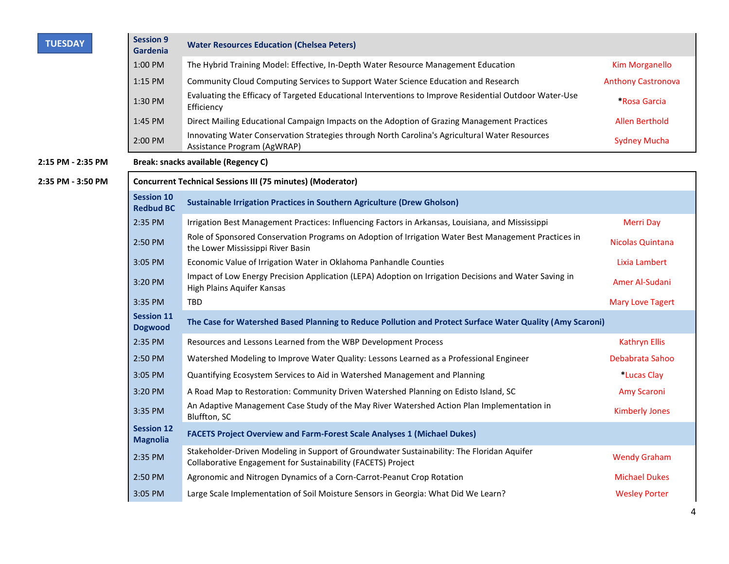**TUESDAY**

| Session 9 Gardenia | Water Resources Education (Chelsea Peters) | |
|---|---|---|
| 1:00 PM | The Hybrid Training Model: Effective, In-Depth Water Resource Management Education | Kim Morganello |
| 1:15 PM | Community Cloud Computing Services to Support Water Science Education and Research | Anthony Castronova |
| 1:30 PM | Evaluating the Efficacy of Targeted Educational Interventions to Improve Residential Outdoor Water-Use Efficiency | *Rosa Garcia |
| 1:45 PM | Direct Mailing Educational Campaign Impacts on the Adoption of Grazing Management Practices | Allen Berthold |
| 2:00 PM | Innovating Water Conservation Strategies through North Carolina's Agricultural Water Resources Assistance Program (AgWRAP) | Sydney Mucha |

**2:15 PM - 2:35 PM** **Break: snacks available (Regency C)**

**2:35 PM - 3:50 PM** **Concurrent Technical Sessions III (75 minutes) (Moderator)**

| Session 10 Redbud BC | Sustainable Irrigation Practices in Southern Agriculture (Drew Gholson) | |
|---|---|---|
| 2:35 PM | Irrigation Best Management Practices: Influencing Factors in Arkansas, Louisiana, and Mississippi | Merri Day |
| 2:50 PM | Role of Sponsored Conservation Programs on Adoption of Irrigation Water Best Management Practices in the Lower Mississippi River Basin | Nicolas Quintana |
| 3:05 PM | Economic Value of Irrigation Water in Oklahoma Panhandle Counties | Lixia Lambert |
| 3:20 PM | Impact of Low Energy Precision Application (LEPA) Adoption on Irrigation Decisions and Water Saving in High Plains Aquifer Kansas | Amer Al-Sudani |
| 3:35 PM | TBD | Mary Love Tagert |
| **Session 11 Dogwood** | **The Case for Watershed Based Planning to Reduce Pollution and Protect Surface Water Quality (Amy Scaroni)** | |
| 2:35 PM | Resources and Lessons Learned from the WBP Development Process | Kathryn Ellis |
| 2:50 PM | Watershed Modeling to Improve Water Quality: Lessons Learned as a Professional Engineer | Debabrata Sahoo |
| 3:05 PM | Quantifying Ecosystem Services to Aid in Watershed Management and Planning | *Lucas Clay |
| 3:20 PM | A Road Map to Restoration: Community Driven Watershed Planning on Edisto Island, SC | Amy Scaroni |
| 3:35 PM | An Adaptive Management Case Study of the May River Watershed Action Plan Implementation in Bluffton, SC | Kimberly Jones |
| **Session 12 Magnolia** | **FACETS Project Overview and Farm-Forest Scale Analyses 1 (Michael Dukes)** | |
| 2:35 PM | Stakeholder-Driven Modeling in Support of Groundwater Sustainability: The Floridan Aquifer Collaborative Engagement for Sustainability (FACETS) Project | Wendy Graham |
| 2:50 PM | Agronomic and Nitrogen Dynamics of a Corn-Carrot-Peanut Crop Rotation | Michael Dukes |
| 3:05 PM | Large Scale Implementation of Soil Moisture Sensors in Georgia: What Did We Learn? | Wesley Porter |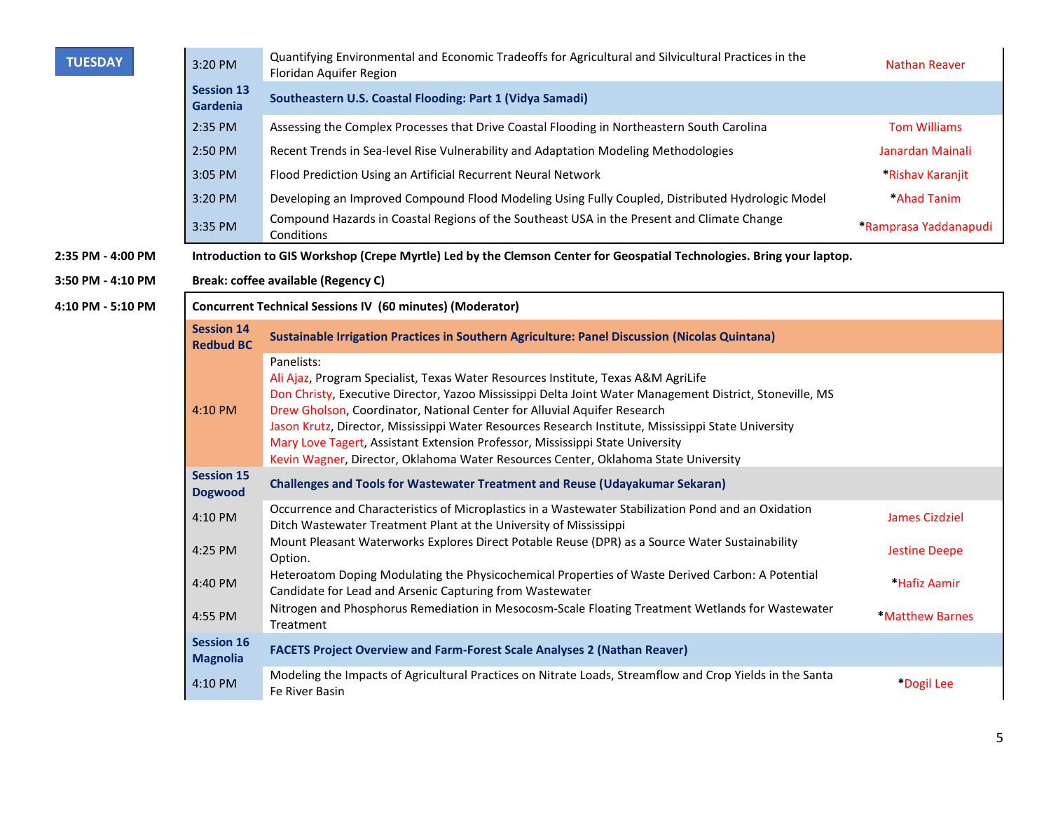**TUESDAY**

| | | |
|---|---|---|
| 3:20 PM | Quantifying Environmental and Economic Tradeoffs for Agricultural and Silvicultural Practices in the Floridan Aquifer Region | Nathan Reaver |
| **Session 13 Gardenia** | **Southeastern U.S. Coastal Flooding: Part 1 (Vidya Samadi)** | |
| 2:35 PM | Assessing the Complex Processes that Drive Coastal Flooding in Northeastern South Carolina | Tom Williams |
| 2:50 PM | Recent Trends in Sea-level Rise Vulnerability and Adaptation Modeling Methodologies | Janardan Mainali |
| 3:05 PM | Flood Prediction Using an Artificial Recurrent Neural Network | *Rishav Karanjit |
| 3:20 PM | Developing an Improved Compound Flood Modeling Using Fully Coupled, Distributed Hydrologic Model | *Ahad Tanim |
| 3:35 PM | Compound Hazards in Coastal Regions of the Southeast USA in the Present and Climate Change Conditions | *Ramprasa Yaddanapudi |

**2:35 PM - 4:00 PM** **Introduction to GIS Workshop (Crepe Myrtle) Led by the Clemson Center for Geospatial Technologies. Bring your laptop.**

**3:50 PM - 4:10 PM** **Break: coffee available (Regency C)**

**4:10 PM - 5:10 PM** **Concurrent Technical Sessions IV (60 minutes) (Moderator)**

| | | |
|---|---|---|
| **Session 14 Redbud BC** | **Sustainable Irrigation Practices in Southern Agriculture: Panel Discussion (Nicolas Quintana)** | |
| 4:10 PM | Panelists:<br>Ali Ajaz, Program Specialist, Texas Water Resources Institute, Texas A&M AgriLife<br>Don Christy, Executive Director, Yazoo Mississippi Delta Joint Water Management District, Stoneville, MS<br>Drew Gholson, Coordinator, National Center for Alluvial Aquifer Research<br>Jason Krutz, Director, Mississippi Water Resources Research Institute, Mississippi State University<br>Mary Love Tagert, Assistant Extension Professor, Mississippi State University<br>Kevin Wagner, Director, Oklahoma Water Resources Center, Oklahoma State University | |
| **Session 15 Dogwood** | **Challenges and Tools for Wastewater Treatment and Reuse (Udayakumar Sekaran)** | |
| 4:10 PM | Occurrence and Characteristics of Microplastics in a Wastewater Stabilization Pond and an Oxidation Ditch Wastewater Treatment Plant at the University of Mississippi | James Cizdziel |
| 4:25 PM | Mount Pleasant Waterworks Explores Direct Potable Reuse (DPR) as a Source Water Sustainability Option. | Jestine Deepe |
| 4:40 PM | Heteroatom Doping Modulating the Physicochemical Properties of Waste Derived Carbon: A Potential Candidate for Lead and Arsenic Capturing from Wastewater | *Hafiz Aamir |
| 4:55 PM | Nitrogen and Phosphorus Remediation in Mesocosm-Scale Floating Treatment Wetlands for Wastewater Treatment | *Matthew Barnes |
| **Session 16 Magnolia** | **FACETS Project Overview and Farm-Forest Scale Analyses 2 (Nathan Reaver)** | |
| 4:10 PM | Modeling the Impacts of Agricultural Practices on Nitrate Loads, Streamflow and Crop Yields in the Santa Fe River Basin | *Dogil Lee |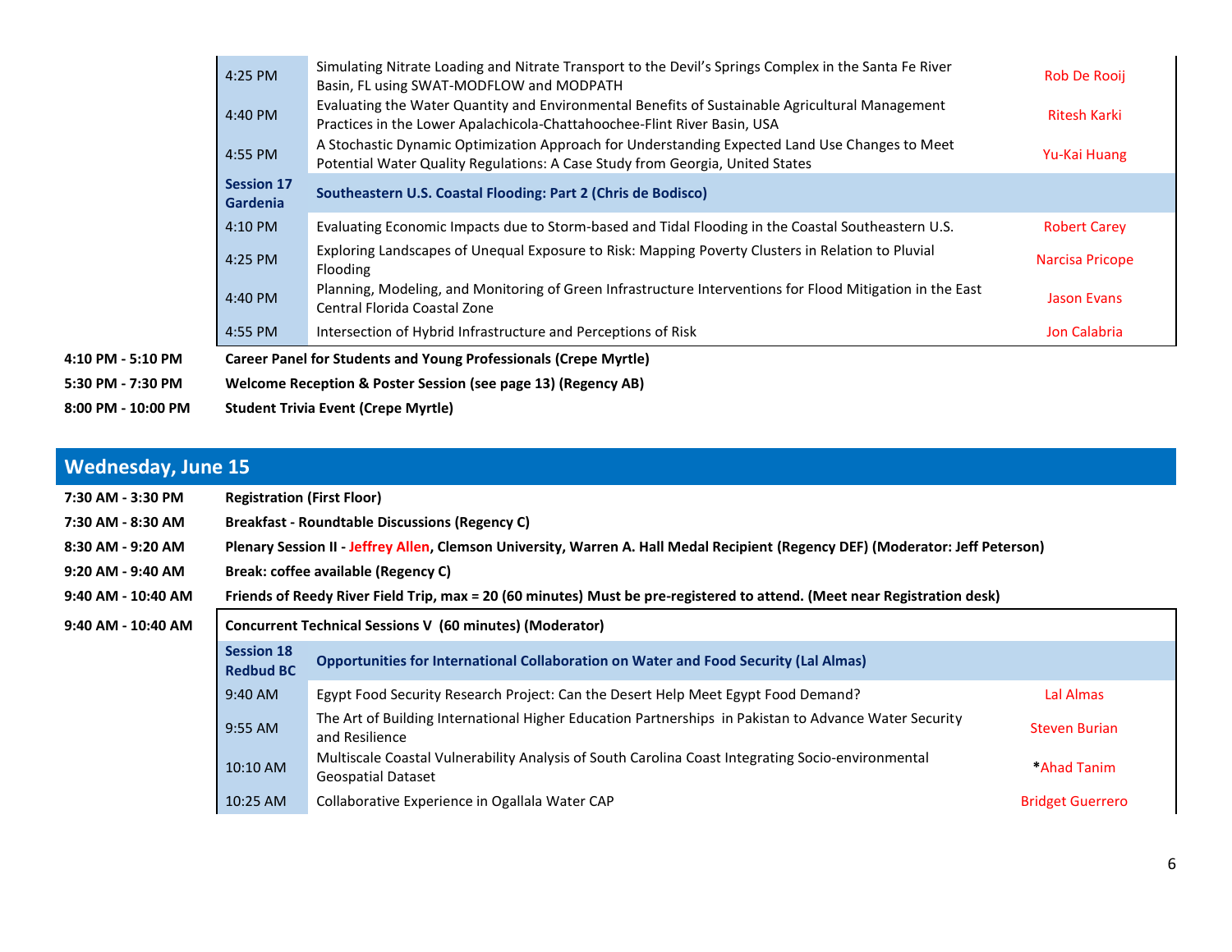| | | |
|---|---|---|
| 4:25 PM | Simulating Nitrate Loading and Nitrate Transport to the Devil's Springs Complex in the Santa Fe River Basin, FL using SWAT-MODFLOW and MODPATH | Rob De Rooij |
| 4:40 PM | Evaluating the Water Quantity and Environmental Benefits of Sustainable Agricultural Management Practices in the Lower Apalachicola-Chattahoochee-Flint River Basin, USA | Ritesh Karki |
| 4:55 PM | A Stochastic Dynamic Optimization Approach for Understanding Expected Land Use Changes to Meet Potential Water Quality Regulations: A Case Study from Georgia, United States | Yu-Kai Huang |
| **Session 17 Gardenia** | **Southeastern U.S. Coastal Flooding: Part 2 (Chris de Bodisco)** | |
| 4:10 PM | Evaluating Economic Impacts due to Storm-based and Tidal Flooding in the Coastal Southeastern U.S. | Robert Carey |
| 4:25 PM | Exploring Landscapes of Unequal Exposure to Risk: Mapping Poverty Clusters in Relation to Pluvial Flooding | Narcisa Pricope |
| 4:40 PM | Planning, Modeling, and Monitoring of Green Infrastructure Interventions for Flood Mitigation in the East Central Florida Coastal Zone | Jason Evans |
| 4:55 PM | Intersection of Hybrid Infrastructure and Perceptions of Risk | Jon Calabria |

**4:10 PM - 5:10 PM** **Career Panel for Students and Young Professionals (Crepe Myrtle)**

**5:30 PM - 7:30 PM** **Welcome Reception & Poster Session (see page 13) (Regency AB)**

**8:00 PM - 10:00 PM** **Student Trivia Event (Crepe Myrtle)**

## Wednesday, June 15

**7:30 AM - 3:30 PM** **Registration (First Floor)**

**7:30 AM - 8:30 AM** **Breakfast - Roundtable Discussions (Regency C)**

**8:30 AM - 9:20 AM** **Plenary Session II - Jeffrey Allen, Clemson University, Warren A. Hall Medal Recipient (Regency DEF) (Moderator: Jeff Peterson)**

**9:20 AM - 9:40 AM** **Break: coffee available (Regency C)**

**9:40 AM - 10:40 AM** **Friends of Reedy River Field Trip, max = 20 (60 minutes) Must be pre-registered to attend. (Meet near Registration desk)**

**9:40 AM - 10:40 AM** **Concurrent Technical Sessions V (60 minutes) (Moderator)**

| | | |
|---|---|---|
| **Session 18 Redbud BC** | **Opportunities for International Collaboration on Water and Food Security (Lal Almas)** | |
| 9:40 AM | Egypt Food Security Research Project: Can the Desert Help Meet Egypt Food Demand? | Lal Almas |
| 9:55 AM | The Art of Building International Higher Education Partnerships in Pakistan to Advance Water Security and Resilience | Steven Burian |
| 10:10 AM | Multiscale Coastal Vulnerability Analysis of South Carolina Coast Integrating Socio-environmental Geospatial Dataset | *Ahad Tanim |
| 10:25 AM | Collaborative Experience in Ogallala Water CAP | Bridget Guerrero |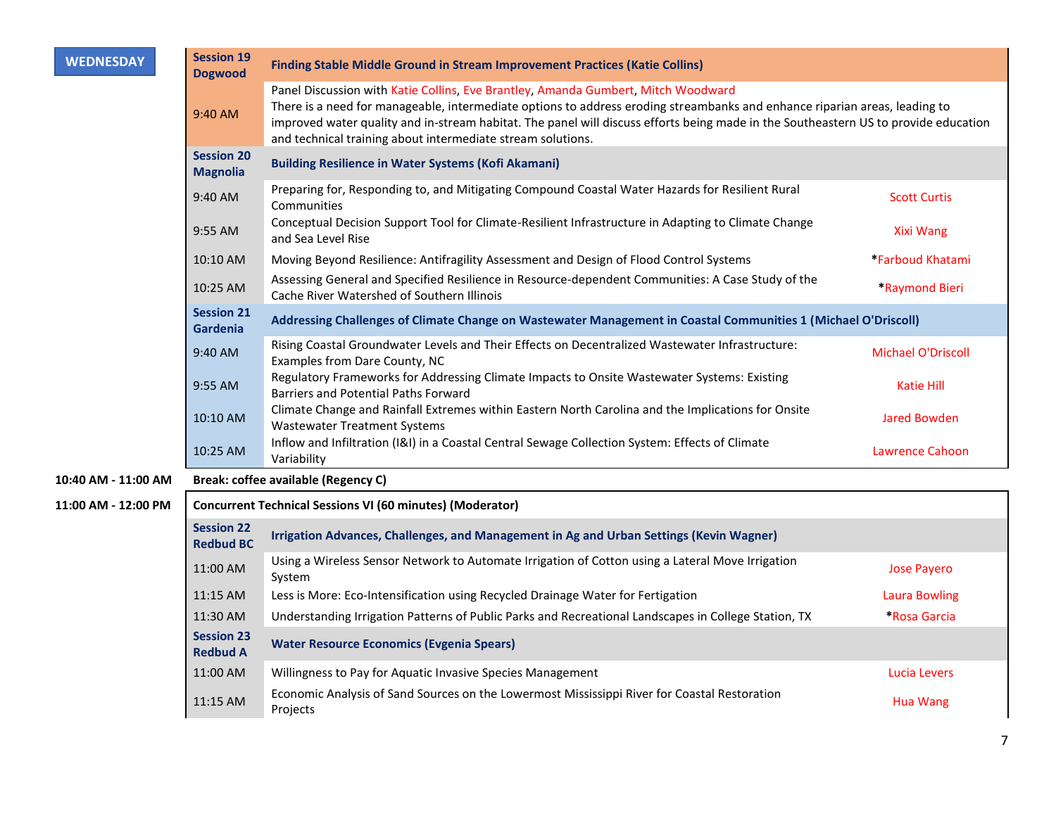**WEDNESDAY**

| | | | |
|---|---|---|---|
| | **Session 19 Dogwood** | **Finding Stable Middle Ground in Stream Improvement Practices (Katie Collins)** | |
| | 9:40 AM | Panel Discussion with Katie Collins, Eve Brantley, Amanda Gumbert, Mitch Woodward<br>There is a need for manageable, intermediate options to address eroding streambanks and enhance riparian areas, leading to improved water quality and in-stream habitat. The panel will discuss efforts being made in the Southeastern US to provide education and technical training about intermediate stream solutions. | |
| | **Session 20 Magnolia** | **Building Resilience in Water Systems (Kofi Akamani)** | |
| | 9:40 AM | Preparing for, Responding to, and Mitigating Compound Coastal Water Hazards for Resilient Rural Communities | Scott Curtis |
| | 9:55 AM | Conceptual Decision Support Tool for Climate-Resilient Infrastructure in Adapting to Climate Change and Sea Level Rise | Xixi Wang |
| | 10:10 AM | Moving Beyond Resilience: Antifragility Assessment and Design of Flood Control Systems | *Farboud Khatami |
| | 10:25 AM | Assessing General and Specified Resilience in Resource-dependent Communities: A Case Study of the Cache River Watershed of Southern Illinois | *Raymond Bieri |
| | **Session 21 Gardenia** | **Addressing Challenges of Climate Change on Wastewater Management in Coastal Communities 1 (Michael O'Driscoll)** | |
| | 9:40 AM | Rising Coastal Groundwater Levels and Their Effects on Decentralized Wastewater Infrastructure: Examples from Dare County, NC | Michael O'Driscoll |
| | 9:55 AM | Regulatory Frameworks for Addressing Climate Impacts to Onsite Wastewater Systems: Existing Barriers and Potential Paths Forward | Katie Hill |
| | 10:10 AM | Climate Change and Rainfall Extremes within Eastern North Carolina and the Implications for Onsite Wastewater Treatment Systems | Jared Bowden |
| | 10:25 AM | Inflow and Infiltration (I&I) in a Coastal Central Sewage Collection System: Effects of Climate Variability | Lawrence Cahoon |
| **10:40 AM - 11:00 AM** | **Break: coffee available (Regency C)** | | |
| **11:00 AM - 12:00 PM** | **Concurrent Technical Sessions VI (60 minutes) (Moderator)** | | |
| | **Session 22 Redbud BC** | **Irrigation Advances, Challenges, and Management in Ag and Urban Settings (Kevin Wagner)** | |
| | 11:00 AM | Using a Wireless Sensor Network to Automate Irrigation of Cotton using a Lateral Move Irrigation System | Jose Payero |
| | 11:15 AM | Less is More: Eco-Intensification using Recycled Drainage Water for Fertigation | Laura Bowling |
| | 11:30 AM | Understanding Irrigation Patterns of Public Parks and Recreational Landscapes in College Station, TX | *Rosa Garcia |
| | **Session 23 Redbud A** | **Water Resource Economics (Evgenia Spears)** | |
| | 11:00 AM | Willingness to Pay for Aquatic Invasive Species Management | Lucia Levers |
| | 11:15 AM | Economic Analysis of Sand Sources on the Lowermost Mississippi River for Coastal Restoration Projects | Hua Wang |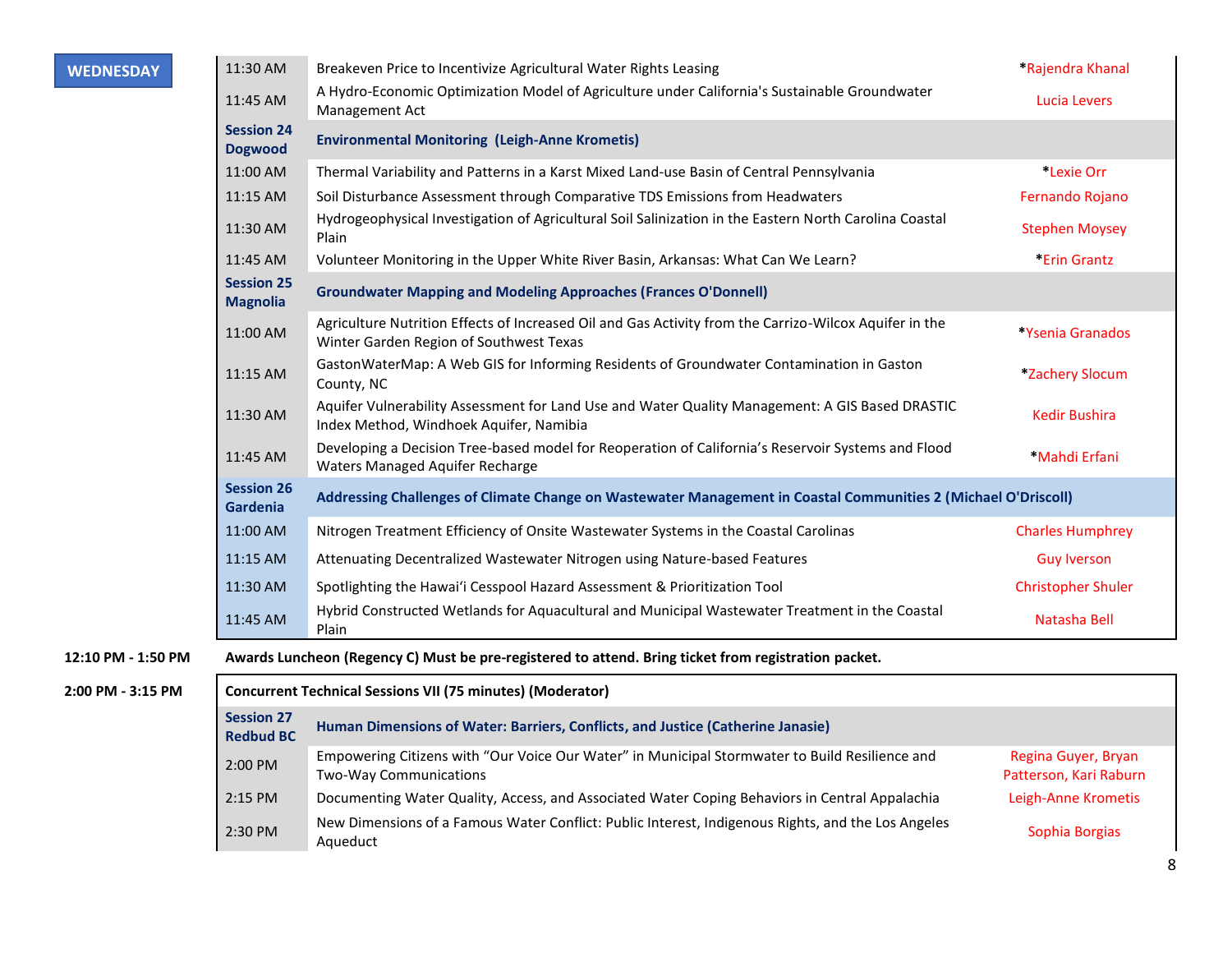**WEDNESDAY**

| Time | Title | Presenter |
|---|---|---|
| 11:30 AM | Breakeven Price to Incentivize Agricultural Water Rights Leasing | *Rajendra Khanal |
| 11:45 AM | A Hydro-Economic Optimization Model of Agriculture under California's Sustainable Groundwater Management Act | Lucia Levers |
| **Session 24 Dogwood** | **Environmental Monitoring (Leigh-Anne Krometis)** | |
| 11:00 AM | Thermal Variability and Patterns in a Karst Mixed Land-use Basin of Central Pennsylvania | *Lexie Orr |
| 11:15 AM | Soil Disturbance Assessment through Comparative TDS Emissions from Headwaters | Fernando Rojano |
| 11:30 AM | Hydrogeophysical Investigation of Agricultural Soil Salinization in the Eastern North Carolina Coastal Plain | Stephen Moysey |
| 11:45 AM | Volunteer Monitoring in the Upper White River Basin, Arkansas: What Can We Learn? | *Erin Grantz |
| **Session 25 Magnolia** | **Groundwater Mapping and Modeling Approaches (Frances O'Donnell)** | |
| 11:00 AM | Agriculture Nutrition Effects of Increased Oil and Gas Activity from the Carrizo-Wilcox Aquifer in the Winter Garden Region of Southwest Texas | *Ysenia Granados |
| 11:15 AM | GastonWaterMap: A Web GIS for Informing Residents of Groundwater Contamination in Gaston County, NC | *Zachery Slocum |
| 11:30 AM | Aquifer Vulnerability Assessment for Land Use and Water Quality Management: A GIS Based DRASTIC Index Method, Windhoek Aquifer, Namibia | Kedir Bushira |
| 11:45 AM | Developing a Decision Tree-based model for Reoperation of California's Reservoir Systems and Flood Waters Managed Aquifer Recharge | *Mahdi Erfani |
| **Session 26 Gardenia** | **Addressing Challenges of Climate Change on Wastewater Management in Coastal Communities 2 (Michael O'Driscoll)** | |
| 11:00 AM | Nitrogen Treatment Efficiency of Onsite Wastewater Systems in the Coastal Carolinas | Charles Humphrey |
| 11:15 AM | Attenuating Decentralized Wastewater Nitrogen using Nature-based Features | Guy Iverson |
| 11:30 AM | Spotlighting the Hawaiʻi Cesspool Hazard Assessment & Prioritization Tool | Christopher Shuler |
| 11:45 AM | Hybrid Constructed Wetlands for Aquacultural and Municipal Wastewater Treatment in the Coastal Plain | Natasha Bell |

**12:10 PM - 1:50 PM** **Awards Luncheon (Regency C) Must be pre-registered to attend. Bring ticket from registration packet.**

**2:00 PM - 3:15 PM**

| Time | Title | Presenter |
|---|---|---|
| | **Concurrent Technical Sessions VII (75 minutes) (Moderator)** | |
| **Session 27 Redbud BC** | **Human Dimensions of Water: Barriers, Conflicts, and Justice (Catherine Janasie)** | |
| 2:00 PM | Empowering Citizens with "Our Voice Our Water" in Municipal Stormwater to Build Resilience and Two-Way Communications | Regina Guyer, Bryan Patterson, Kari Raburn |
| 2:15 PM | Documenting Water Quality, Access, and Associated Water Coping Behaviors in Central Appalachia | Leigh-Anne Krometis |
| 2:30 PM | New Dimensions of a Famous Water Conflict: Public Interest, Indigenous Rights, and the Los Angeles Aqueduct | Sophia Borgias |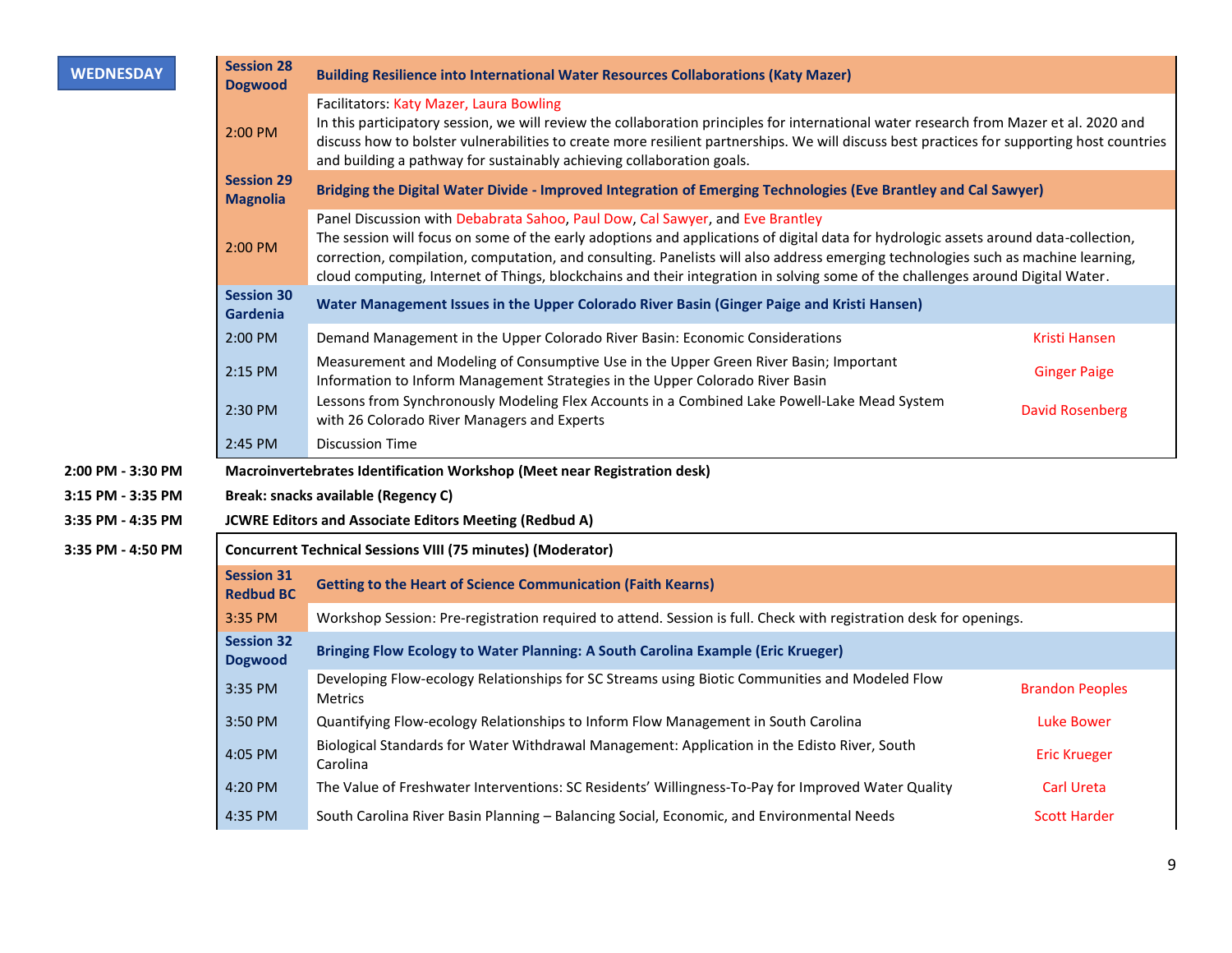**WEDNESDAY**

| | | |
|---|---|---|
| **Session 28 Dogwood** | **Building Resilience into International Water Resources Collaborations (Katy Mazer)** | |
| 2:00 PM | Facilitators: Katy Mazer, Laura Bowling<br>In this participatory session, we will review the collaboration principles for international water research from Mazer et al. 2020 and discuss how to bolster vulnerabilities to create more resilient partnerships. We will discuss best practices for supporting host countries and building a pathway for sustainably achieving collaboration goals. | |
| **Session 29 Magnolia** | **Bridging the Digital Water Divide - Improved Integration of Emerging Technologies (Eve Brantley and Cal Sawyer)** | |
| 2:00 PM | Panel Discussion with Debabrata Sahoo, Paul Dow, Cal Sawyer, and Eve Brantley<br>The session will focus on some of the early adoptions and applications of digital data for hydrologic assets around data-collection, correction, compilation, computation, and consulting. Panelists will also address emerging technologies such as machine learning, cloud computing, Internet of Things, blockchains and their integration in solving some of the challenges around Digital Water. | |
| **Session 30 Gardenia** | **Water Management Issues in the Upper Colorado River Basin (Ginger Paige and Kristi Hansen)** | |
| 2:00 PM | Demand Management in the Upper Colorado River Basin: Economic Considerations | Kristi Hansen |
| 2:15 PM | Measurement and Modeling of Consumptive Use in the Upper Green River Basin; Important Information to Inform Management Strategies in the Upper Colorado River Basin | Ginger Paige |
| 2:30 PM | Lessons from Synchronously Modeling Flex Accounts in a Combined Lake Powell-Lake Mead System with 26 Colorado River Managers and Experts | David Rosenberg |
| 2:45 PM | Discussion Time | |

**2:00 PM - 3:30 PM** **Macroinvertebrates Identification Workshop (Meet near Registration desk)**

**3:15 PM - 3:35 PM** **Break: snacks available (Regency C)**

**3:35 PM - 4:35 PM** **JCWRE Editors and Associate Editors Meeting (Redbud A)**

**3:35 PM - 4:50 PM** **Concurrent Technical Sessions VIII (75 minutes) (Moderator)**

| | | |
|---|---|---|
| **Session 31 Redbud BC** | **Getting to the Heart of Science Communication (Faith Kearns)** | |
| 3:35 PM | Workshop Session: Pre-registration required to attend. Session is full. Check with registration desk for openings. | |
| **Session 32 Dogwood** | **Bringing Flow Ecology to Water Planning: A South Carolina Example (Eric Krueger)** | |
| 3:35 PM | Developing Flow-ecology Relationships for SC Streams using Biotic Communities and Modeled Flow Metrics | Brandon Peoples |
| 3:50 PM | Quantifying Flow-ecology Relationships to Inform Flow Management in South Carolina | Luke Bower |
| 4:05 PM | Biological Standards for Water Withdrawal Management: Application in the Edisto River, South Carolina | Eric Krueger |
| 4:20 PM | The Value of Freshwater Interventions: SC Residents' Willingness-To-Pay for Improved Water Quality | Carl Ureta |
| 4:35 PM | South Carolina River Basin Planning – Balancing Social, Economic, and Environmental Needs | Scott Harder |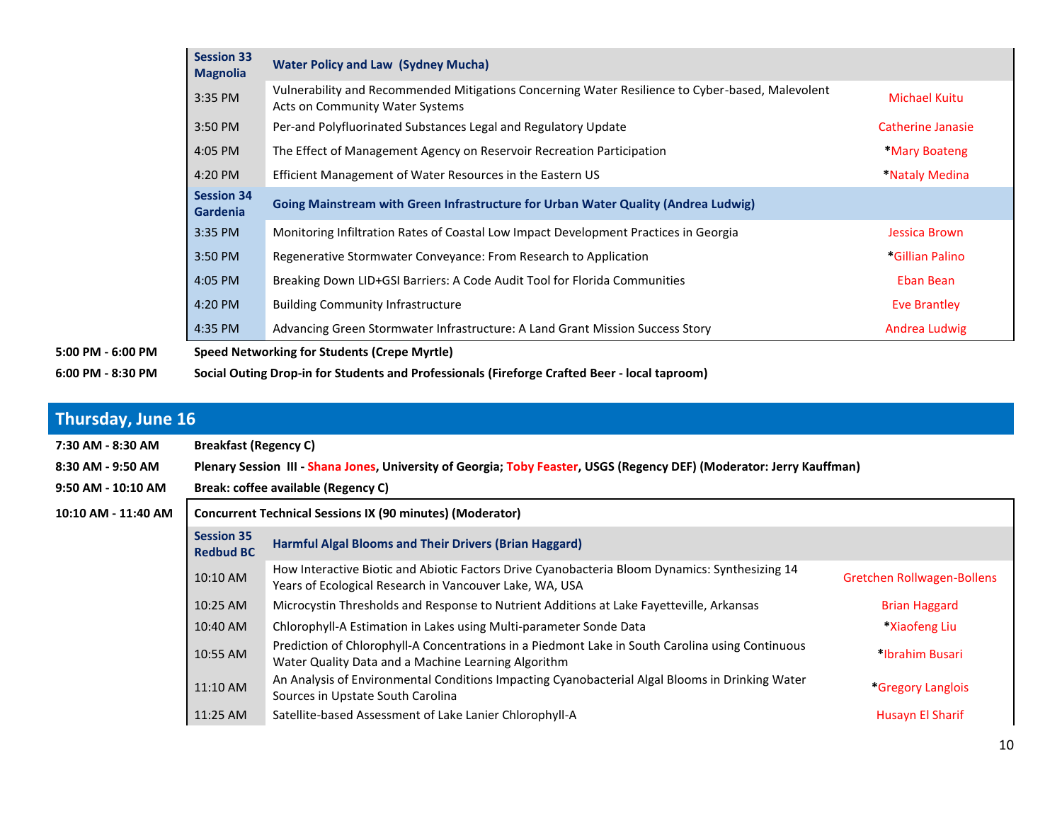| Session 33 Magnolia | **Water Policy and Law (Sydney Mucha)** | |
|---|---|---|
| 3:35 PM | Vulnerability and Recommended Mitigations Concerning Water Resilience to Cyber-based, Malevolent Acts on Community Water Systems | Michael Kuitu |
| 3:50 PM | Per-and Polyfluorinated Substances Legal and Regulatory Update | Catherine Janasie |
| 4:05 PM | The Effect of Management Agency on Reservoir Recreation Participation | *Mary Boateng |
| 4:20 PM | Efficient Management of Water Resources in the Eastern US | *Nataly Medina |
| **Session 34 Gardenia** | **Going Mainstream with Green Infrastructure for Urban Water Quality (Andrea Ludwig)** | |
| 3:35 PM | Monitoring Infiltration Rates of Coastal Low Impact Development Practices in Georgia | Jessica Brown |
| 3:50 PM | Regenerative Stormwater Conveyance: From Research to Application | *Gillian Palino |
| 4:05 PM | Breaking Down LID+GSI Barriers: A Code Audit Tool for Florida Communities | Eban Bean |
| 4:20 PM | Building Community Infrastructure | Eve Brantley |
| 4:35 PM | Advancing Green Stormwater Infrastructure: A Land Grant Mission Success Story | Andrea Ludwig |

**5:00 PM - 6:00 PM** **Speed Networking for Students (Crepe Myrtle)**

**6:00 PM - 8:30 PM** **Social Outing Drop-in for Students and Professionals (Fireforge Crafted Beer - local taproom)**

## Thursday, June 16

**7:30 AM - 8:30 AM** **Breakfast (Regency C)**

**8:30 AM - 9:50 AM** **Plenary Session III - Shana Jones, University of Georgia; Toby Feaster, USGS (Regency DEF) (Moderator: Jerry Kauffman)**

**9:50 AM - 10:10 AM** **Break: coffee available (Regency C)**

**10:10 AM - 11:40 AM** **Concurrent Technical Sessions IX (90 minutes) (Moderator)**

| Session 35 Redbud BC | **Harmful Algal Blooms and Their Drivers (Brian Haggard)** | |
|---|---|---|
| 10:10 AM | How Interactive Biotic and Abiotic Factors Drive Cyanobacteria Bloom Dynamics: Synthesizing 14 Years of Ecological Research in Vancouver Lake, WA, USA | Gretchen Rollwagen-Bollens |
| 10:25 AM | Microcystin Thresholds and Response to Nutrient Additions at Lake Fayetteville, Arkansas | Brian Haggard |
| 10:40 AM | Chlorophyll-A Estimation in Lakes using Multi-parameter Sonde Data | *Xiaofeng Liu |
| 10:55 AM | Prediction of Chlorophyll-A Concentrations in a Piedmont Lake in South Carolina using Continuous Water Quality Data and a Machine Learning Algorithm | *Ibrahim Busari |
| 11:10 AM | An Analysis of Environmental Conditions Impacting Cyanobacterial Algal Blooms in Drinking Water Sources in Upstate South Carolina | *Gregory Langlois |
| 11:25 AM | Satellite-based Assessment of Lake Lanier Chlorophyll-A | Husayn El Sharif |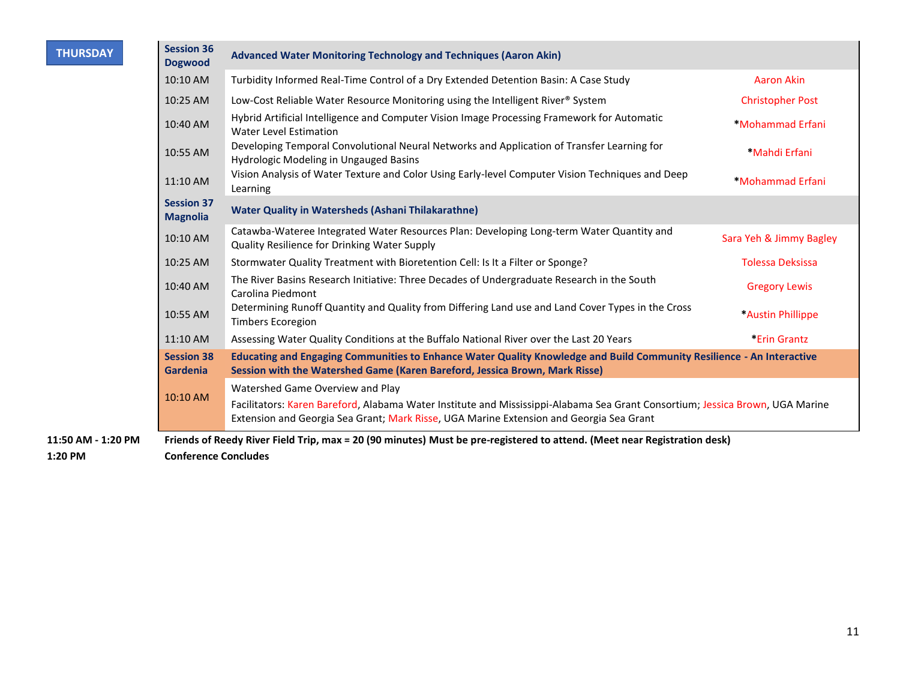**THURSDAY**

| Session 36 Dogwood | **Advanced Water Monitoring Technology and Techniques (Aaron Akin)** | |
|---|---|---|
| 10:10 AM | Turbidity Informed Real-Time Control of a Dry Extended Detention Basin: A Case Study | Aaron Akin |
| 10:25 AM | Low-Cost Reliable Water Resource Monitoring using the Intelligent River® System | Christopher Post |
| 10:40 AM | Hybrid Artificial Intelligence and Computer Vision Image Processing Framework for Automatic Water Level Estimation | *Mohammad Erfani |
| 10:55 AM | Developing Temporal Convolutional Neural Networks and Application of Transfer Learning for Hydrologic Modeling in Ungauged Basins | *Mahdi Erfani |
| 11:10 AM | Vision Analysis of Water Texture and Color Using Early-level Computer Vision Techniques and Deep Learning | *Mohammad Erfani |
| **Session 37 Magnolia** | **Water Quality in Watersheds (Ashani Thilakarathne)** | |
| 10:10 AM | Catawba-Wateree Integrated Water Resources Plan: Developing Long-term Water Quantity and Quality Resilience for Drinking Water Supply | Sara Yeh & Jimmy Bagley |
| 10:25 AM | Stormwater Quality Treatment with Bioretention Cell: Is It a Filter or Sponge? | Tolessa Deksissa |
| 10:40 AM | The River Basins Research Initiative: Three Decades of Undergraduate Research in the South Carolina Piedmont | Gregory Lewis |
| 10:55 AM | Determining Runoff Quantity and Quality from Differing Land use and Land Cover Types in the Cross Timbers Ecoregion | *Austin Phillippe |
| 11:10 AM | Assessing Water Quality Conditions at the Buffalo National River over the Last 20 Years | *Erin Grantz |
| **Session 38 Gardenia** | **Educating and Engaging Communities to Enhance Water Quality Knowledge and Build Community Resilience - An Interactive Session with the Watershed Game (Karen Bareford, Jessica Brown, Mark Risse)** | |
| 10:10 AM | Watershed Game Overview and Play<br>Facilitators: Karen Bareford, Alabama Water Institute and Mississippi-Alabama Sea Grant Consortium; Jessica Brown, UGA Marine Extension and Georgia Sea Grant; Mark Risse, UGA Marine Extension and Georgia Sea Grant | |

**11:50 AM - 1:20 PM** **Friends of Reedy River Field Trip, max = 20 (90 minutes) Must be pre-registered to attend. (Meet near Registration desk)**

**1:20 PM** **Conference Concludes**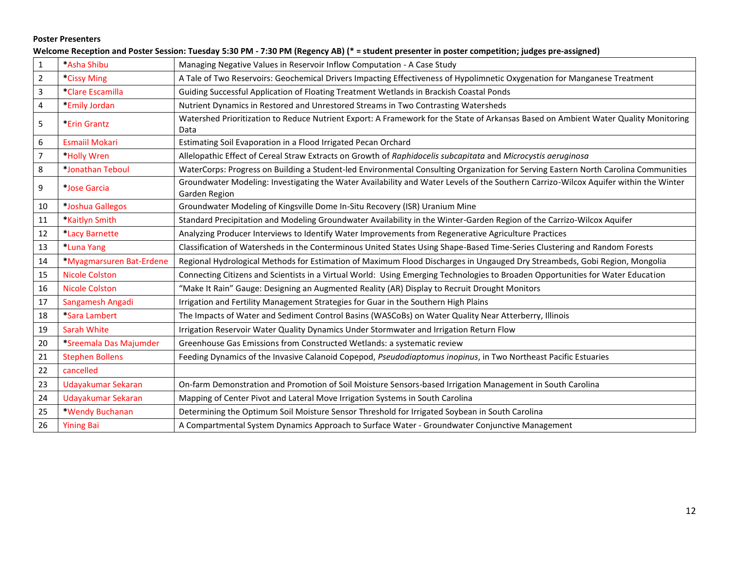**Poster Presenters**

**Welcome Reception and Poster Session: Tuesday 5:30 PM - 7:30 PM (Regency AB) (* = student presenter in poster competition; judges pre-assigned)**

| | | |
|---|---|---|
| 1 | *Asha Shibu | Managing Negative Values in Reservoir Inflow Computation - A Case Study |
| 2 | *Cissy Ming | A Tale of Two Reservoirs: Geochemical Drivers Impacting Effectiveness of Hypolimnetic Oxygenation for Manganese Treatment |
| 3 | *Clare Escamilla | Guiding Successful Application of Floating Treatment Wetlands in Brackish Coastal Ponds |
| 4 | *Emily Jordan | Nutrient Dynamics in Restored and Unrestored Streams in Two Contrasting Watersheds |
| 5 | *Erin Grantz | Watershed Prioritization to Reduce Nutrient Export: A Framework for the State of Arkansas Based on Ambient Water Quality Monitoring Data |
| 6 | Esmaiil Mokari | Estimating Soil Evaporation in a Flood Irrigated Pecan Orchard |
| 7 | *Holly Wren | Allelopathic Effect of Cereal Straw Extracts on Growth of *Raphidocelis subcapitata* and *Microcystis aeruginosa* |
| 8 | *Jonathan Teboul | WaterCorps: Progress on Building a Student-led Environmental Consulting Organization for Serving Eastern North Carolina Communities |
| 9 | *Jose Garcia | Groundwater Modeling: Investigating the Water Availability and Water Levels of the Southern Carrizo-Wilcox Aquifer within the Winter Garden Region |
| 10 | *Joshua Gallegos | Groundwater Modeling of Kingsville Dome In-Situ Recovery (ISR) Uranium Mine |
| 11 | *Kaitlyn Smith | Standard Precipitation and Modeling Groundwater Availability in the Winter-Garden Region of the Carrizo-Wilcox Aquifer |
| 12 | *Lacy Barnette | Analyzing Producer Interviews to Identify Water Improvements from Regenerative Agriculture Practices |
| 13 | *Luna Yang | Classification of Watersheds in the Conterminous United States Using Shape-Based Time-Series Clustering and Random Forests |
| 14 | *Myagmarsuren Bat-Erdene | Regional Hydrological Methods for Estimation of Maximum Flood Discharges in Ungauged Dry Streambeds, Gobi Region, Mongolia |
| 15 | Nicole Colston | Connecting Citizens and Scientists in a Virtual World: Using Emerging Technologies to Broaden Opportunities for Water Education |
| 16 | Nicole Colston | "Make It Rain" Gauge: Designing an Augmented Reality (AR) Display to Recruit Drought Monitors |
| 17 | Sangamesh Angadi | Irrigation and Fertility Management Strategies for Guar in the Southern High Plains |
| 18 | *Sara Lambert | The Impacts of Water and Sediment Control Basins (WASCoBs) on Water Quality Near Atterberry, Illinois |
| 19 | Sarah White | Irrigation Reservoir Water Quality Dynamics Under Stormwater and Irrigation Return Flow |
| 20 | *Sreemala Das Majumder | Greenhouse Gas Emissions from Constructed Wetlands: a systematic review |
| 21 | Stephen Bollens | Feeding Dynamics of the Invasive Calanoid Copepod, *Pseudodiaptomus inopinus*, in Two Northeast Pacific Estuaries |
| 22 | cancelled | |
| 23 | Udayakumar Sekaran | On-farm Demonstration and Promotion of Soil Moisture Sensors-based Irrigation Management in South Carolina |
| 24 | Udayakumar Sekaran | Mapping of Center Pivot and Lateral Move Irrigation Systems in South Carolina |
| 25 | *Wendy Buchanan | Determining the Optimum Soil Moisture Sensor Threshold for Irrigated Soybean in South Carolina |
| 26 | Yining Bai | A Compartmental System Dynamics Approach to Surface Water - Groundwater Conjunctive Management |